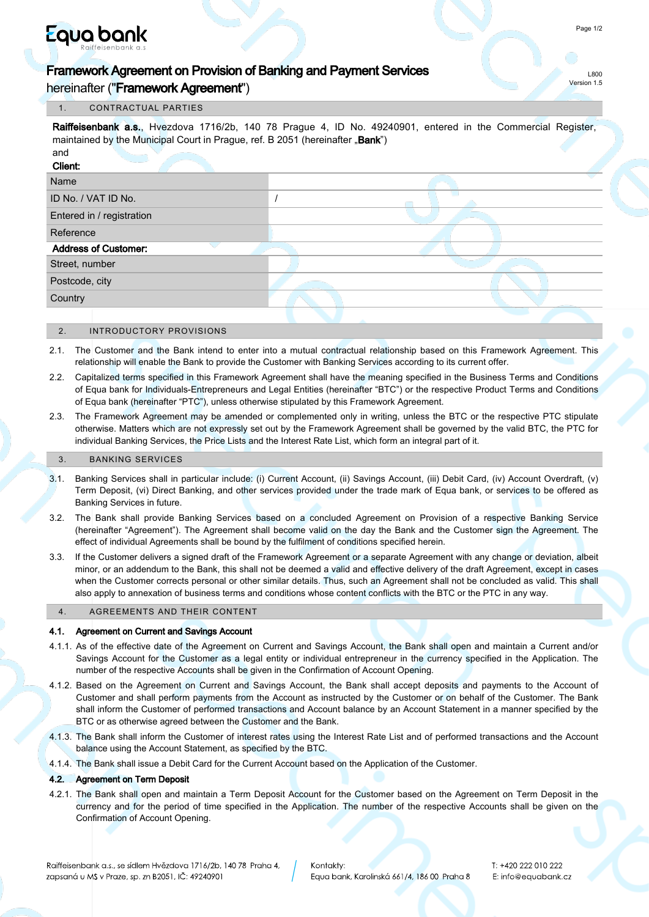# Framework Agreement on Provision of Banking and Payment Services

hereinafter ("**Framework Agreement**")

L800
Version 1.5

## 1. CONTRACTUAL PARTIES

**Raiffeisenbank a.s.**, Hvezdova 1716/2b, 140 78 Prague 4, ID No. 49240901, entered in the Commercial Register, maintained by the Municipal Court in Prague, ref. B 2051 (hereinafter „**Bank**")

and

**Client:**

| | |
|---|---|
| Name | |
| ID No. / VAT ID No. | / |
| Entered in / registration | |
| Reference | |
| **Address of Customer:** | |
| Street, number | |
| Postcode, city | |
| Country | |

## 2. INTRODUCTORY PROVISIONS

2.1. The Customer and the Bank intend to enter into a mutual contractual relationship based on this Framework Agreement. This relationship will enable the Bank to provide the Customer with Banking Services according to its current offer.

2.2. Capitalized terms specified in this Framework Agreement shall have the meaning specified in the Business Terms and Conditions of Equa bank for Individuals-Entrepreneurs and Legal Entities (hereinafter "BTC") or the respective Product Terms and Conditions of Equa bank (hereinafter "PTC"), unless otherwise stipulated by this Framework Agreement.

2.3. The Framework Agreement may be amended or complemented only in writing, unless the BTC or the respective PTC stipulate otherwise. Matters which are not expressly set out by the Framework Agreement shall be governed by the valid BTC, the PTC for individual Banking Services, the Price Lists and the Interest Rate List, which form an integral part of it.

## 3. BANKING SERVICES

3.1. Banking Services shall in particular include: (i) Current Account, (ii) Savings Account, (iii) Debit Card, (iv) Account Overdraft, (v) Term Deposit, (vi) Direct Banking, and other services provided under the trade mark of Equa bank, or services to be offered as Banking Services in future.

3.2. The Bank shall provide Banking Services based on a concluded Agreement on Provision of a respective Banking Service (hereinafter "Agreement"). The Agreement shall become valid on the day the Bank and the Customer sign the Agreement. The effect of individual Agreements shall be bound by the fulfilment of conditions specified herein.

3.3. If the Customer delivers a signed draft of the Framework Agreement or a separate Agreement with any change or deviation, albeit minor, or an addendum to the Bank, this shall not be deemed a valid and effective delivery of the draft Agreement, except in cases when the Customer corrects personal or other similar details. Thus, such an Agreement shall not be concluded as valid. This shall also apply to annexation of business terms and conditions whose content conflicts with the BTC or the PTC in any way.

## 4. AGREEMENTS AND THEIR CONTENT

### 4.1. Agreement on Current and Savings Account

4.1.1. As of the effective date of the Agreement on Current and Savings Account, the Bank shall open and maintain a Current and/or Savings Account for the Customer as a legal entity or individual entrepreneur in the currency specified in the Application. The number of the respective Accounts shall be given in the Confirmation of Account Opening.

4.1.2. Based on the Agreement on Current and Savings Account, the Bank shall accept deposits and payments to the Account of Customer and shall perform payments from the Account as instructed by the Customer or on behalf of the Customer. The Bank shall inform the Customer of performed transactions and Account balance by an Account Statement in a manner specified by the BTC or as otherwise agreed between the Customer and the Bank.

4.1.3. The Bank shall inform the Customer of interest rates using the Interest Rate List and of performed transactions and the Account balance using the Account Statement, as specified by the BTC.

4.1.4. The Bank shall issue a Debit Card for the Current Account based on the Application of the Customer.

### 4.2. Agreement on Term Deposit

4.2.1. The Bank shall open and maintain a Term Deposit Account for the Customer based on the Agreement on Term Deposit in the currency and for the period of time specified in the Application. The number of the respective Accounts shall be given on the Confirmation of Account Opening.

Raiffeisenbank a.s., se sídlem Hvězdova 1716/2b, 140 78 Praha 4, zapsaná u MS v Praze, sp. zn B2051, IČ: 49240901
Kontakty: Equa bank, Karolinská 661/4, 186 00 Praha 8
T: +420 222 010 222
E: info@equabank.cz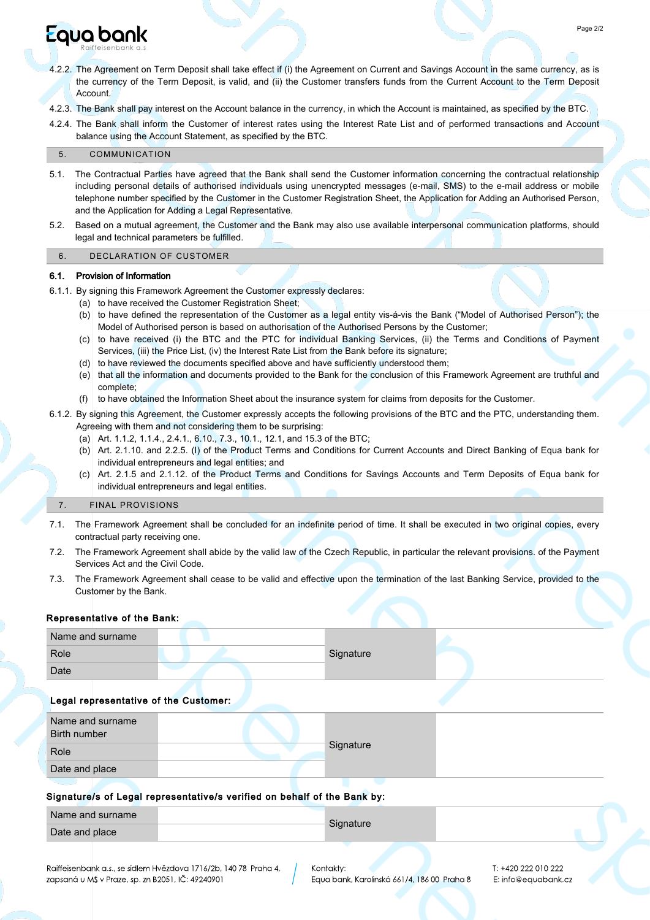4.2.2. The Agreement on Term Deposit shall take effect if (i) the Agreement on Current and Savings Account in the same currency, as is the currency of the Term Deposit, is valid, and (ii) the Customer transfers funds from the Current Account to the Term Deposit Account.

4.2.3. The Bank shall pay interest on the Account balance in the currency, in which the Account is maintained, as specified by the BTC.

4.2.4. The Bank shall inform the Customer of interest rates using the Interest Rate List and of performed transactions and Account balance using the Account Statement, as specified by the BTC.

## 5. COMMUNICATION

5.1. The Contractual Parties have agreed that the Bank shall send the Customer information concerning the contractual relationship including personal details of authorised individuals using unencrypted messages (e-mail, SMS) to the e-mail address or mobile telephone number specified by the Customer in the Customer Registration Sheet, the Application for Adding an Authorised Person, and the Application for Adding a Legal Representative.

5.2. Based on a mutual agreement, the Customer and the Bank may also use available interpersonal communication platforms, should legal and technical parameters be fulfilled.

## 6. DECLARATION OF CUSTOMER

### 6.1. Provision of Information

6.1.1. By signing this Framework Agreement the Customer expressly declares:

- (a) to have received the Customer Registration Sheet;
- (b) to have defined the representation of the Customer as a legal entity vis-á-vis the Bank ("Model of Authorised Person"); the Model of Authorised person is based on authorisation of the Authorised Persons by the Customer;
- (c) to have received (i) the BTC and the PTC for individual Banking Services, (ii) the Terms and Conditions of Payment Services, (iii) the Price List, (iv) the Interest Rate List from the Bank before its signature;
- (d) to have reviewed the documents specified above and have sufficiently understood them;
- (e) that all the information and documents provided to the Bank for the conclusion of this Framework Agreement are truthful and complete;
- (f) to have obtained the Information Sheet about the insurance system for claims from deposits for the Customer.

6.1.2. By signing this Agreement, the Customer expressly accepts the following provisions of the BTC and the PTC, understanding them. Agreeing with them and not considering them to be surprising:

- (a) Art. 1.1.2, 1.1.4., 2.4.1., 6.10., 7.3., 10.1., 12.1, and 15.3 of the BTC;
- (b) Art. 2.1.10. and 2.2.5. (I) of the Product Terms and Conditions for Current Accounts and Direct Banking of Equa bank for individual entrepreneurs and legal entities; and
- (c) Art. 2.1.5 and 2.1.12. of the Product Terms and Conditions for Savings Accounts and Term Deposits of Equa bank for individual entrepreneurs and legal entities.

## 7. FINAL PROVISIONS

7.1. The Framework Agreement shall be concluded for an indefinite period of time. It shall be executed in two original copies, every contractual party receiving one.

7.2. The Framework Agreement shall abide by the valid law of the Czech Republic, in particular the relevant provisions. of the Payment Services Act and the Civil Code.

7.3. The Framework Agreement shall cease to be valid and effective upon the termination of the last Banking Service, provided to the Customer by the Bank.

**Representative of the Bank:**

| | | | |
|---|---|---|---|
| Name and surname | | Signature | |
| Role | | | |
| Date | | | |

**Legal representative of the Customer:**

| | | | |
|---|---|---|---|
| Name and surname<br>Birth number | | Signature | |
| Role | | | |
| Date and place | | | |

**Signature/s of Legal representative/s verified on behalf of the Bank by:**

| | | | |
|---|---|---|---|
| Name and surname | | Signature | |
| Date and place | | | |

Raiffeisenbank a.s., se sídlem Hvězdova 1716/2b, 140 78 Praha 4, zapsaná u MS v Praze, sp. zn B2051, IČ: 49240901

Kontakty:
Equa bank, Karolinská 661/4, 186 00 Praha 8

T: +420 222 010 222
E: info@equabank.cz